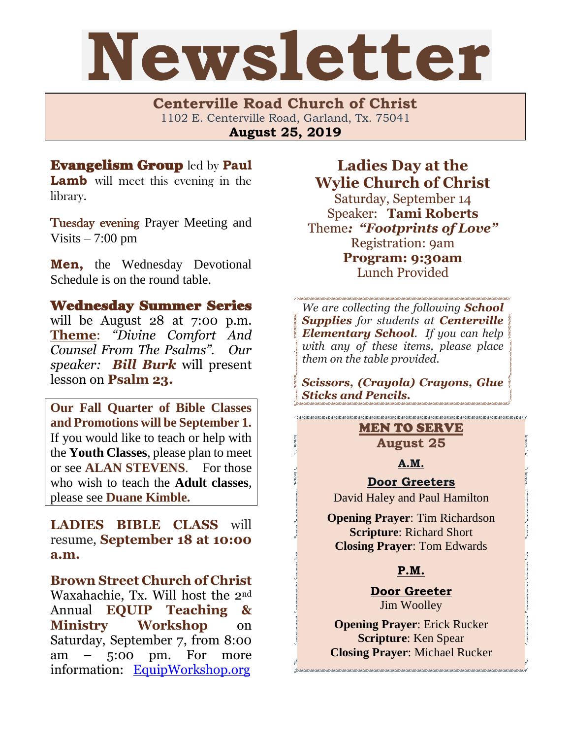# Newsletter

**Centerville Road Church of Christ**
1102 E. Centerville Road, Garland, Tx. 75041
**August 25, 2019**

**Evangelism Group** led by **Paul Lamb** will meet this evening in the library.

Tuesday evening Prayer Meeting and Visits – 7:00 pm

**Men,** the Wednesday Devotional Schedule is on the round table.

**Wednesday Summer Series** will be August 28 at 7:00 p.m. **Theme**: *"Divine Comfort And Counsel From The Psalms". Our speaker:* ***Bill Burk*** will present lesson on **Psalm 23.**

**Our Fall Quarter of Bible Classes and Promotions will be September 1.** If you would like to teach or help with the **Youth Classes**, please plan to meet or see **ALAN STEVENS**. For those who wish to teach the **Adult classes**, please see **Duane Kimble.**

**LADIES BIBLE CLASS** will resume, **September 18 at 10:00 a.m.**

**Brown Street Church of Christ** Waxahachie, Tx. Will host the 2nd Annual **EQUIP Teaching & Ministry Workshop** on Saturday, September 7, from 8:00 am – 5:00 pm. For more information: EquipWorkshop.org

## Ladies Day at the Wylie Church of Christ

Saturday, September 14
Speaker: **Tami Roberts**
Theme: ***"Footprints of Love"***
Registration: 9am
**Program: 9:30am**
Lunch Provided

*We are collecting the following* ***School Supplies*** *for students at* ***Centerville Elementary School****. If you can help with any of these items, please place them on the table provided.*

***Scissors, (Crayola) Crayons, Glue Sticks and Pencils.***

## MEN TO SERVE
**August 25**

**A.M.**

**Door Greeters**
David Haley and Paul Hamilton

**Opening Prayer**: Tim Richardson
**Scripture**: Richard Short
**Closing Prayer**: Tom Edwards

**P.M.**

**Door Greeter**
Jim Woolley

**Opening Prayer**: Erick Rucker
**Scripture**: Ken Spear
**Closing Prayer**: Michael Rucker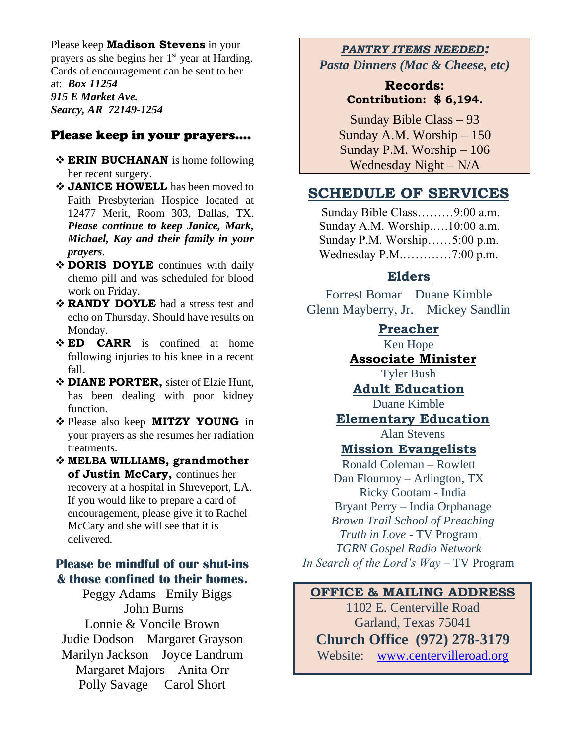Please keep **Madison Stevens** in your prayers as she begins her 1st year at Harding. Cards of encouragement can be sent to her at: ***Box 11254***
***915 E Market Ave.***
***Searcy, AR 72149-1254***

## Please keep in your prayers….

- **ERIN BUCHANAN** is home following her recent surgery.
- **JANICE HOWELL** has been moved to Faith Presbyterian Hospice located at 12477 Merit, Room 303, Dallas, TX. ***Please continue to keep Janice, Mark, Michael, Kay and their family in your prayers***.
- **DORIS DOYLE** continues with daily chemo pill and was scheduled for blood work on Friday.
- **RANDY DOYLE** had a stress test and echo on Thursday. Should have results on Monday.
- **ED CARR** is confined at home following injuries to his knee in a recent fall.
- **DIANE PORTER,** sister of Elzie Hunt, has been dealing with poor kidney function.
- Please also keep **MITZY YOUNG** in your prayers as she resumes her radiation treatments.
- **MELBA WILLIAMS, grandmother of Justin McCary,** continues her recovery at a hospital in Shreveport, LA. If you would like to prepare a card of encouragement, please give it to Rachel McCary and she will see that it is delivered.

### Please be mindful of our shut-ins & those confined to their homes.

Peggy Adams Emily Biggs
John Burns
Lonnie & Voncile Brown
Judie Dodson Margaret Grayson
Marilyn Jackson Joyce Landrum
Margaret Majors Anita Orr
Polly Savage Carol Short

***PANTRY ITEMS NEEDED:***
*Pasta Dinners (Mac & Cheese, etc)*

**Records:**
**Contribution: $ 6,194.**

Sunday Bible Class – 93
Sunday A.M. Worship – 150
Sunday P.M. Worship – 106
Wednesday Night – N/A

## SCHEDULE OF SERVICES

Sunday Bible Class………9:00 a.m.
Sunday A.M. Worship.….10:00 a.m.
Sunday P.M. Worship……5:00 p.m.
Wednesday P.M.…………7:00 p.m.

### Elders

Forrest Bomar Duane Kimble
Glenn Mayberry, Jr. Mickey Sandlin

### Preacher

Ken Hope

### Associate Minister

Tyler Bush

### Adult Education

Duane Kimble

### Elementary Education

Alan Stevens

### Mission Evangelists

Ronald Coleman – Rowlett
Dan Flournoy – Arlington, TX
Ricky Gootam - India
Bryant Perry – India Orphanage
*Brown Trail School of Preaching*
*Truth in Love* - TV Program
*TGRN Gospel Radio Network*
*In Search of the Lord's Way* – TV Program

### OFFICE & MAILING ADDRESS

1102 E. Centerville Road
Garland, Texas 75041
**Church Office (972) 278-3179**
Website: www.centervilleroad.org